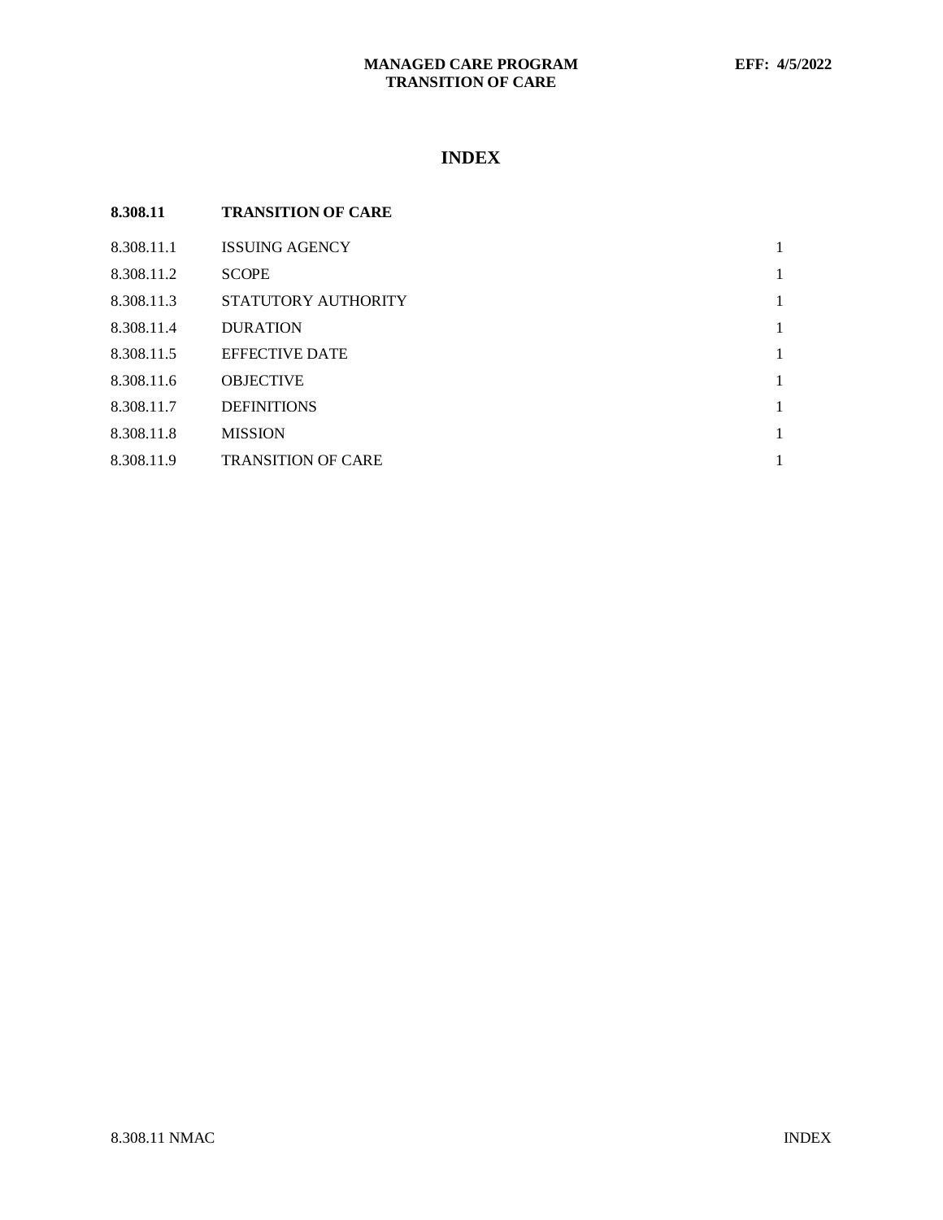# INDEX

| **8.308.11** | **TRANSITION OF CARE** | |
|---|---|---|
| 8.308.11.1 | ISSUING AGENCY | 1 |
| 8.308.11.2 | SCOPE | 1 |
| 8.308.11.3 | STATUTORY AUTHORITY | 1 |
| 8.308.11.4 | DURATION | 1 |
| 8.308.11.5 | EFFECTIVE DATE | 1 |
| 8.308.11.6 | OBJECTIVE | 1 |
| 8.308.11.7 | DEFINITIONS | 1 |
| 8.308.11.8 | MISSION | 1 |
| 8.308.11.9 | TRANSITION OF CARE | 1 |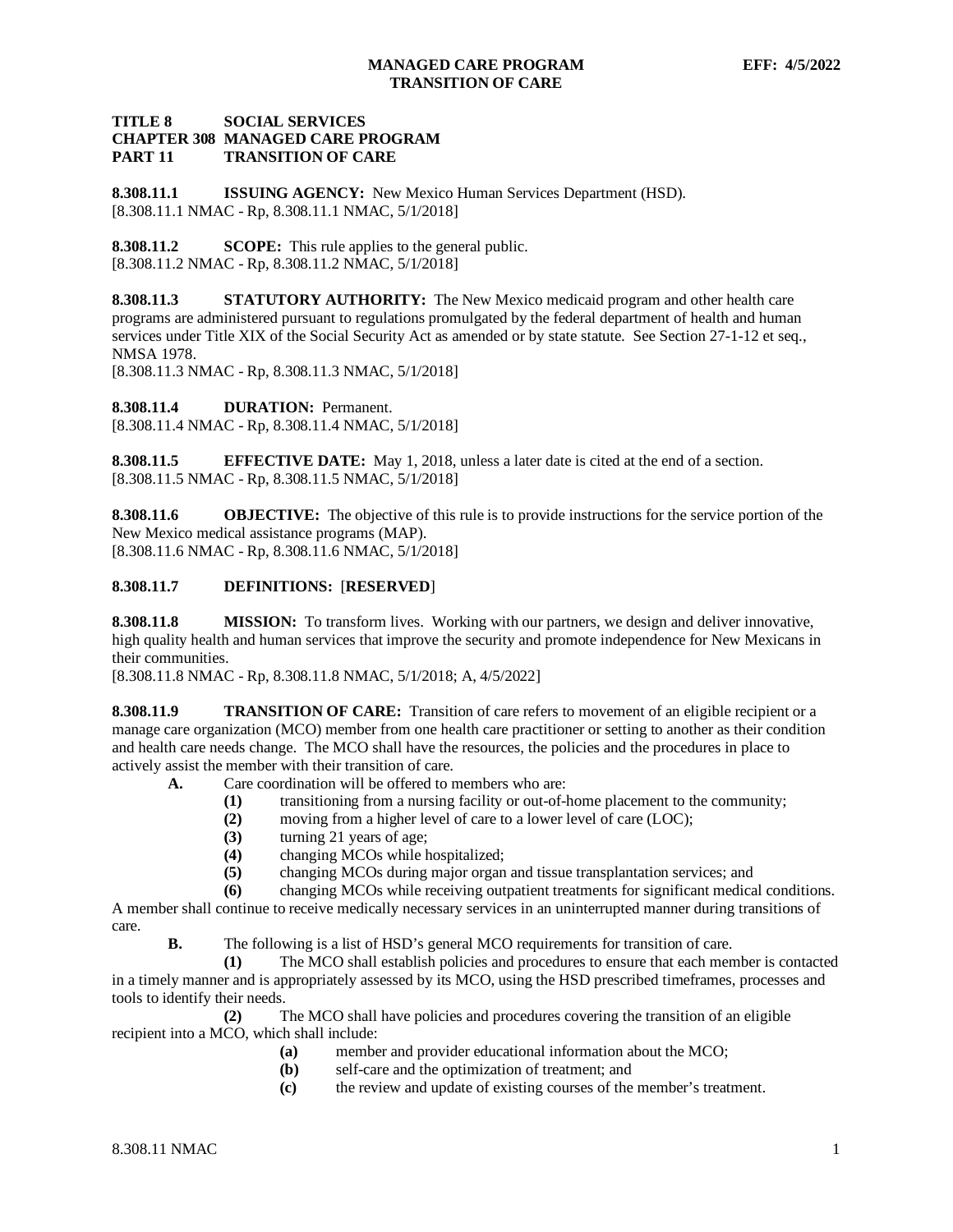**TITLE 8 SOCIAL SERVICES**
**CHAPTER 308 MANAGED CARE PROGRAM**
**PART 11 TRANSITION OF CARE**

**8.308.11.1 ISSUING AGENCY:** New Mexico Human Services Department (HSD).
[8.308.11.1 NMAC - Rp, 8.308.11.1 NMAC, 5/1/2018]

**8.308.11.2 SCOPE:** This rule applies to the general public.
[8.308.11.2 NMAC - Rp, 8.308.11.2 NMAC, 5/1/2018]

**8.308.11.3 STATUTORY AUTHORITY:** The New Mexico medicaid program and other health care programs are administered pursuant to regulations promulgated by the federal department of health and human services under Title XIX of the Social Security Act as amended or by state statute. See Section 27-1-12 et seq., NMSA 1978.
[8.308.11.3 NMAC - Rp, 8.308.11.3 NMAC, 5/1/2018]

**8.308.11.4 DURATION:** Permanent.
[8.308.11.4 NMAC - Rp, 8.308.11.4 NMAC, 5/1/2018]

**8.308.11.5 EFFECTIVE DATE:** May 1, 2018, unless a later date is cited at the end of a section.
[8.308.11.5 NMAC - Rp, 8.308.11.5 NMAC, 5/1/2018]

**8.308.11.6 OBJECTIVE:** The objective of this rule is to provide instructions for the service portion of the New Mexico medical assistance programs (MAP).
[8.308.11.6 NMAC - Rp, 8.308.11.6 NMAC, 5/1/2018]

**8.308.11.7 DEFINITIONS:** [**RESERVED**]

**8.308.11.8 MISSION:** To transform lives. Working with our partners, we design and deliver innovative, high quality health and human services that improve the security and promote independence for New Mexicans in their communities.
[8.308.11.8 NMAC - Rp, 8.308.11.8 NMAC, 5/1/2018; A, 4/5/2022]

**8.308.11.9 TRANSITION OF CARE:** Transition of care refers to movement of an eligible recipient or a manage care organization (MCO) member from one health care practitioner or setting to another as their condition and health care needs change. The MCO shall have the resources, the policies and the procedures in place to actively assist the member with their transition of care.

**A.** Care coordination will be offered to members who are:

**(1)** transitioning from a nursing facility or out-of-home placement to the community;
**(2)** moving from a higher level of care to a lower level of care (LOC);
**(3)** turning 21 years of age;
**(4)** changing MCOs while hospitalized;
**(5)** changing MCOs during major organ and tissue transplantation services; and
**(6)** changing MCOs while receiving outpatient treatments for significant medical conditions.

A member shall continue to receive medically necessary services in an uninterrupted manner during transitions of care.

**B.** The following is a list of HSD's general MCO requirements for transition of care.

**(1)** The MCO shall establish policies and procedures to ensure that each member is contacted in a timely manner and is appropriately assessed by its MCO, using the HSD prescribed timeframes, processes and tools to identify their needs.

**(2)** The MCO shall have policies and procedures covering the transition of an eligible recipient into a MCO, which shall include:

**(a)** member and provider educational information about the MCO;
**(b)** self-care and the optimization of treatment; and
**(c)** the review and update of existing courses of the member's treatment.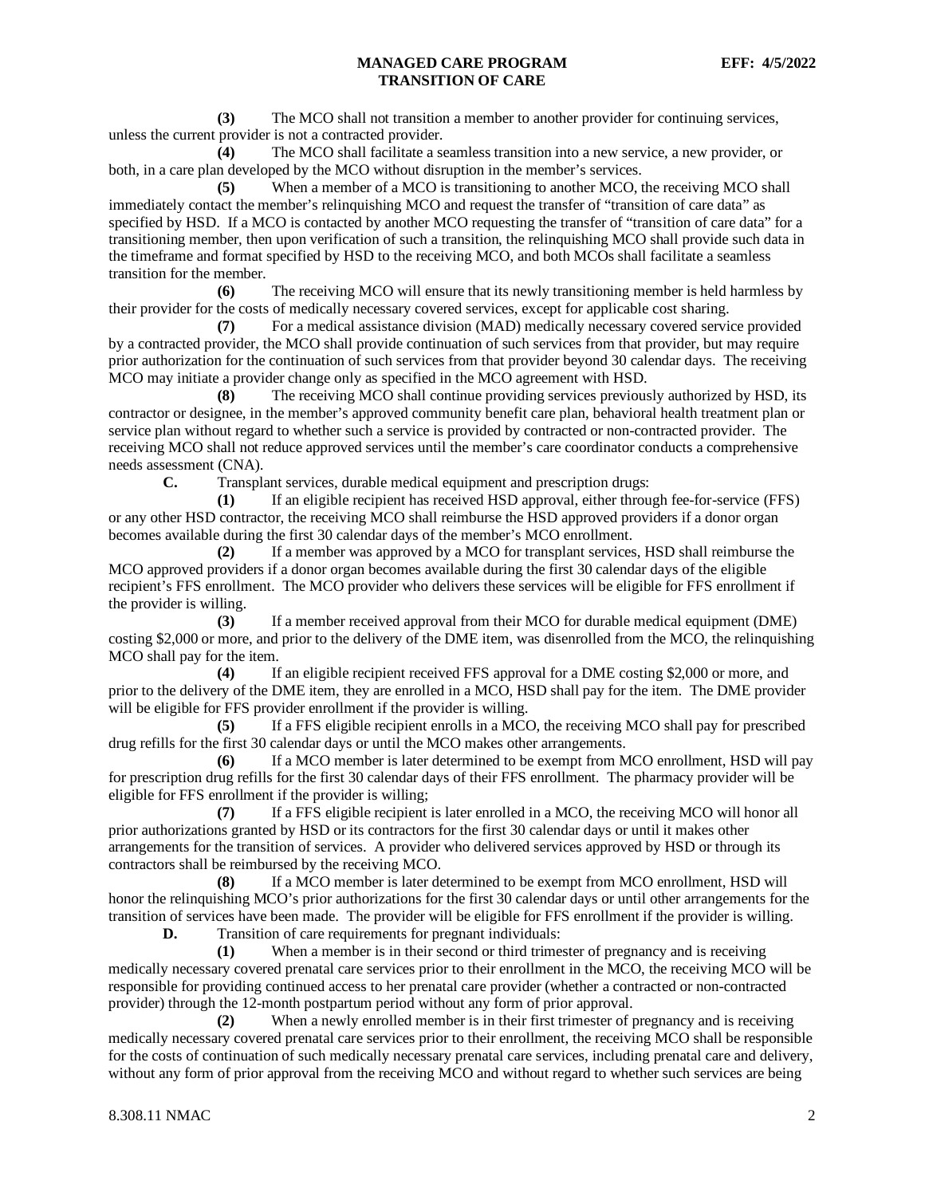**(3)** The MCO shall not transition a member to another provider for continuing services, unless the current provider is not a contracted provider.

**(4)** The MCO shall facilitate a seamless transition into a new service, a new provider, or both, in a care plan developed by the MCO without disruption in the member's services.

**(5)** When a member of a MCO is transitioning to another MCO, the receiving MCO shall immediately contact the member's relinquishing MCO and request the transfer of "transition of care data" as specified by HSD. If a MCO is contacted by another MCO requesting the transfer of "transition of care data" for a transitioning member, then upon verification of such a transition, the relinquishing MCO shall provide such data in the timeframe and format specified by HSD to the receiving MCO, and both MCOs shall facilitate a seamless transition for the member.

**(6)** The receiving MCO will ensure that its newly transitioning member is held harmless by their provider for the costs of medically necessary covered services, except for applicable cost sharing.

**(7)** For a medical assistance division (MAD) medically necessary covered service provided by a contracted provider, the MCO shall provide continuation of such services from that provider, but may require prior authorization for the continuation of such services from that provider beyond 30 calendar days. The receiving MCO may initiate a provider change only as specified in the MCO agreement with HSD.

**(8)** The receiving MCO shall continue providing services previously authorized by HSD, its contractor or designee, in the member's approved community benefit care plan, behavioral health treatment plan or service plan without regard to whether such a service is provided by contracted or non-contracted provider. The receiving MCO shall not reduce approved services until the member's care coordinator conducts a comprehensive needs assessment (CNA).

**C.** Transplant services, durable medical equipment and prescription drugs:

**(1)** If an eligible recipient has received HSD approval, either through fee-for-service (FFS) or any other HSD contractor, the receiving MCO shall reimburse the HSD approved providers if a donor organ becomes available during the first 30 calendar days of the member's MCO enrollment.

**(2)** If a member was approved by a MCO for transplant services, HSD shall reimburse the MCO approved providers if a donor organ becomes available during the first 30 calendar days of the eligible recipient's FFS enrollment. The MCO provider who delivers these services will be eligible for FFS enrollment if the provider is willing.

**(3)** If a member received approval from their MCO for durable medical equipment (DME) costing $2,000 or more, and prior to the delivery of the DME item, was disenrolled from the MCO, the relinquishing MCO shall pay for the item.

**(4)** If an eligible recipient received FFS approval for a DME costing $2,000 or more, and prior to the delivery of the DME item, they are enrolled in a MCO, HSD shall pay for the item. The DME provider will be eligible for FFS provider enrollment if the provider is willing.

**(5)** If a FFS eligible recipient enrolls in a MCO, the receiving MCO shall pay for prescribed drug refills for the first 30 calendar days or until the MCO makes other arrangements.

**(6)** If a MCO member is later determined to be exempt from MCO enrollment, HSD will pay for prescription drug refills for the first 30 calendar days of their FFS enrollment. The pharmacy provider will be eligible for FFS enrollment if the provider is willing;

**(7)** If a FFS eligible recipient is later enrolled in a MCO, the receiving MCO will honor all prior authorizations granted by HSD or its contractors for the first 30 calendar days or until it makes other arrangements for the transition of services. A provider who delivered services approved by HSD or through its contractors shall be reimbursed by the receiving MCO.

**(8)** If a MCO member is later determined to be exempt from MCO enrollment, HSD will honor the relinquishing MCO's prior authorizations for the first 30 calendar days or until other arrangements for the transition of services have been made. The provider will be eligible for FFS enrollment if the provider is willing.

**D.** Transition of care requirements for pregnant individuals:

**(1)** When a member is in their second or third trimester of pregnancy and is receiving medically necessary covered prenatal care services prior to their enrollment in the MCO, the receiving MCO will be responsible for providing continued access to her prenatal care provider (whether a contracted or non-contracted provider) through the 12-month postpartum period without any form of prior approval.

**(2)** When a newly enrolled member is in their first trimester of pregnancy and is receiving medically necessary covered prenatal care services prior to their enrollment, the receiving MCO shall be responsible for the costs of continuation of such medically necessary prenatal care services, including prenatal care and delivery, without any form of prior approval from the receiving MCO and without regard to whether such services are being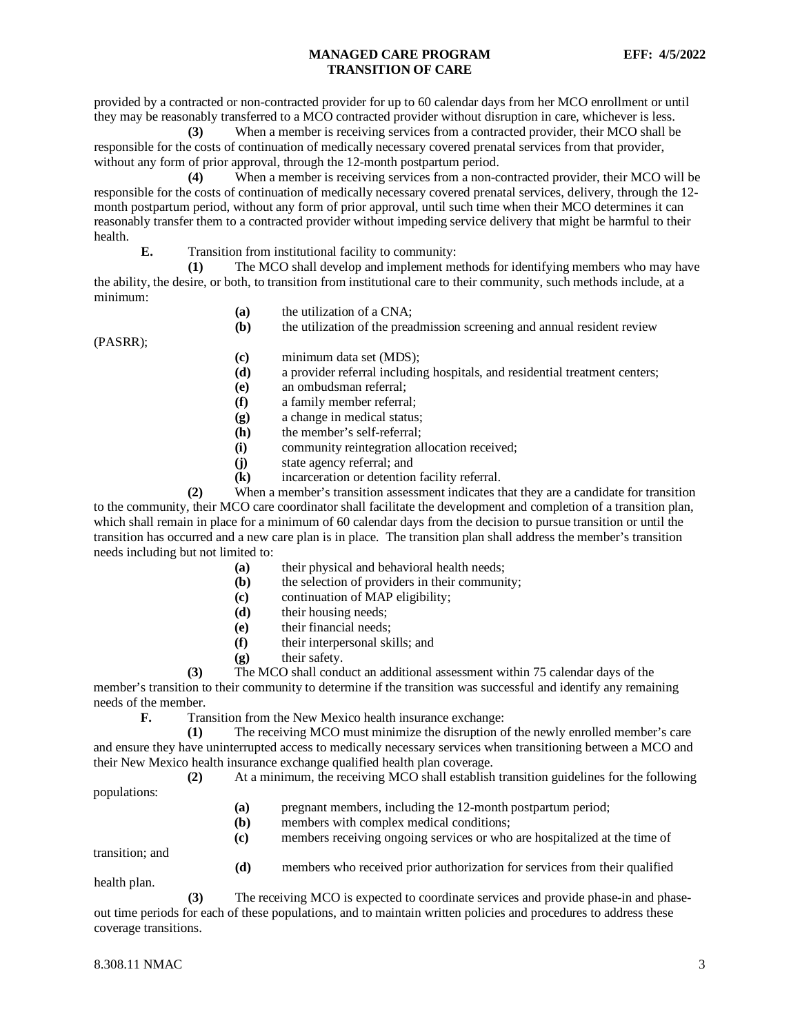provided by a contracted or non-contracted provider for up to 60 calendar days from her MCO enrollment or until they may be reasonably transferred to a MCO contracted provider without disruption in care, whichever is less.

**(3)** When a member is receiving services from a contracted provider, their MCO shall be responsible for the costs of continuation of medically necessary covered prenatal services from that provider, without any form of prior approval, through the 12-month postpartum period.

**(4)** When a member is receiving services from a non-contracted provider, their MCO will be responsible for the costs of continuation of medically necessary covered prenatal services, delivery, through the 12-month postpartum period, without any form of prior approval, until such time when their MCO determines it can reasonably transfer them to a contracted provider without impeding service delivery that might be harmful to their health.

**E.** Transition from institutional facility to community:

**(1)** The MCO shall develop and implement methods for identifying members who may have the ability, the desire, or both, to transition from institutional care to their community, such methods include, at a minimum:

**(a)** the utilization of a CNA;

**(b)** the utilization of the preadmission screening and annual resident review (PASRR);

**(c)** minimum data set (MDS);

**(d)** a provider referral including hospitals, and residential treatment centers;

**(e)** an ombudsman referral;

**(f)** a family member referral;

**(g)** a change in medical status;

**(h)** the member's self-referral;

**(i)** community reintegration allocation received;

**(j)** state agency referral; and

**(k)** incarceration or detention facility referral.

**(2)** When a member's transition assessment indicates that they are a candidate for transition to the community, their MCO care coordinator shall facilitate the development and completion of a transition plan, which shall remain in place for a minimum of 60 calendar days from the decision to pursue transition or until the transition has occurred and a new care plan is in place. The transition plan shall address the member's transition needs including but not limited to:

**(a)** their physical and behavioral health needs;

**(b)** the selection of providers in their community;

**(c)** continuation of MAP eligibility;

**(d)** their housing needs;

**(e)** their financial needs;

**(f)** their interpersonal skills; and

**(g)** their safety.

**(3)** The MCO shall conduct an additional assessment within 75 calendar days of the member's transition to their community to determine if the transition was successful and identify any remaining needs of the member.

**F.** Transition from the New Mexico health insurance exchange:

**(1)** The receiving MCO must minimize the disruption of the newly enrolled member's care and ensure they have uninterrupted access to medically necessary services when transitioning between a MCO and their New Mexico health insurance exchange qualified health plan coverage.

**(2)** At a minimum, the receiving MCO shall establish transition guidelines for the following populations:

**(a)** pregnant members, including the 12-month postpartum period;

**(b)** members with complex medical conditions;

**(c)** members receiving ongoing services or who are hospitalized at the time of transition; and

**(d)** members who received prior authorization for services from their qualified health plan.

**(3)** The receiving MCO is expected to coordinate services and provide phase-in and phase-out time periods for each of these populations, and to maintain written policies and procedures to address these coverage transitions.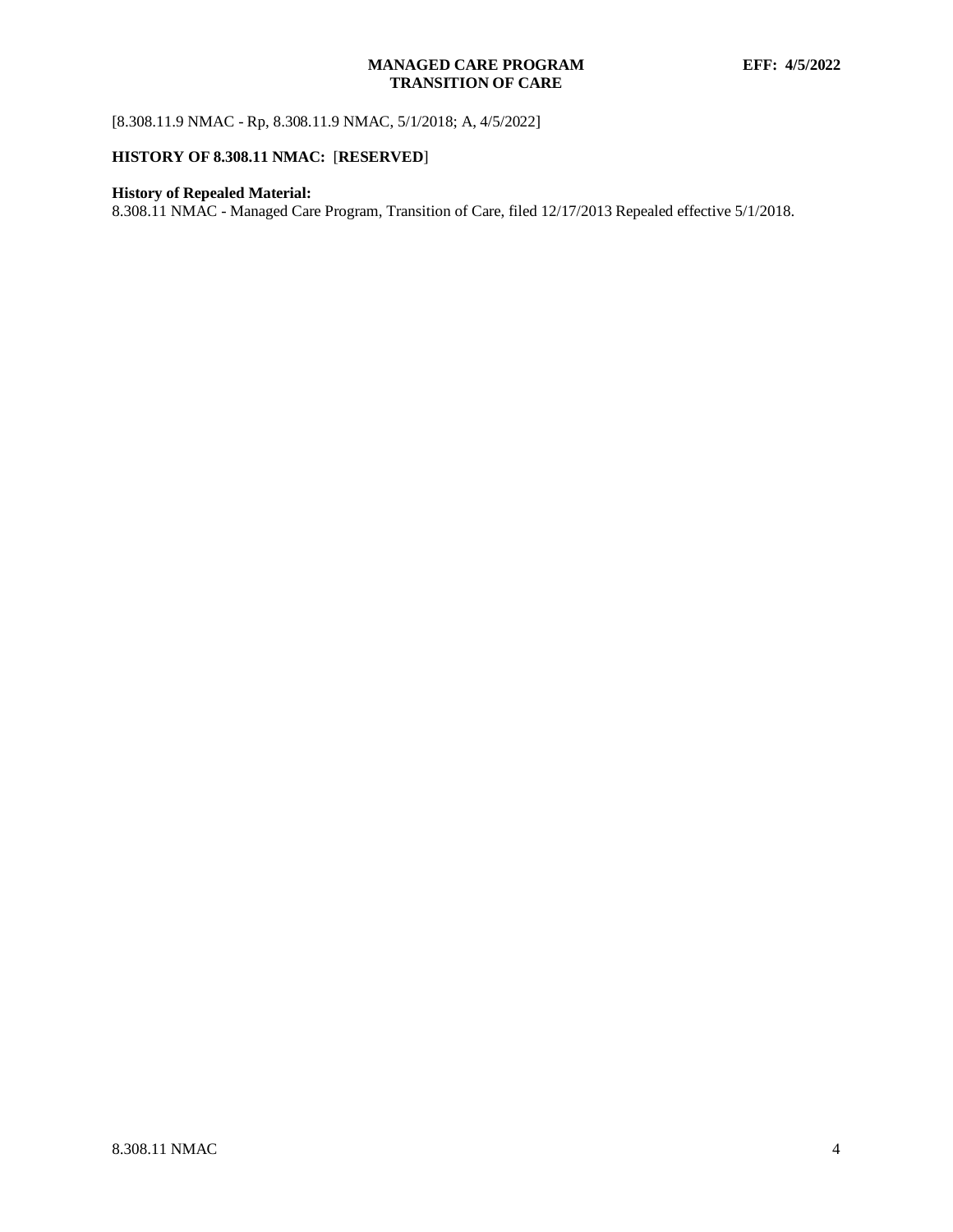[8.308.11.9 NMAC - Rp, 8.308.11.9 NMAC, 5/1/2018; A, 4/5/2022]

**HISTORY OF 8.308.11 NMAC:** [**RESERVED**]

**History of Repealed Material:**
8.308.11 NMAC - Managed Care Program, Transition of Care, filed 12/17/2013 Repealed effective 5/1/2018.